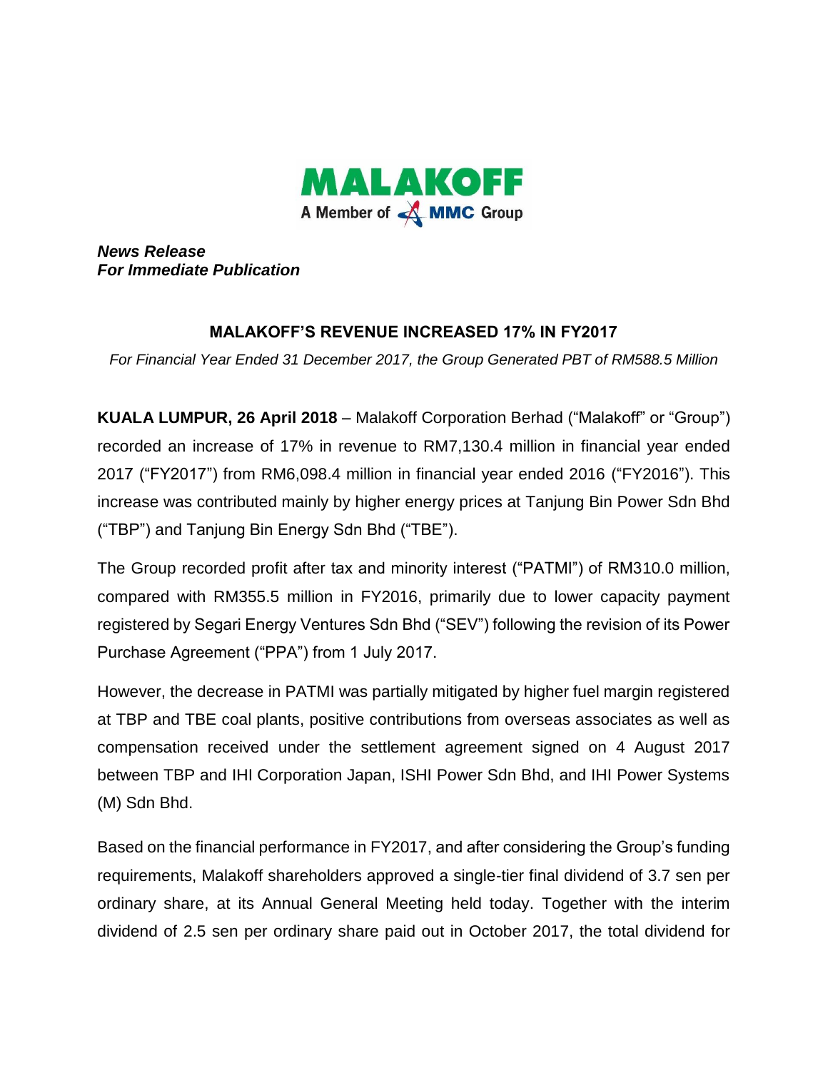MALAKOFF
A Member of MMC Group

***News Release***
***For Immediate Publication***

## MALAKOFF'S REVENUE INCREASED 17% IN FY2017

*For Financial Year Ended 31 December 2017, the Group Generated PBT of RM588.5 Million*

**KUALA LUMPUR, 26 April 2018** – Malakoff Corporation Berhad ("Malakoff" or "Group") recorded an increase of 17% in revenue to RM7,130.4 million in financial year ended 2017 ("FY2017") from RM6,098.4 million in financial year ended 2016 ("FY2016"). This increase was contributed mainly by higher energy prices at Tanjung Bin Power Sdn Bhd ("TBP") and Tanjung Bin Energy Sdn Bhd ("TBE").

The Group recorded profit after tax and minority interest ("PATMI") of RM310.0 million, compared with RM355.5 million in FY2016, primarily due to lower capacity payment registered by Segari Energy Ventures Sdn Bhd ("SEV") following the revision of its Power Purchase Agreement ("PPA") from 1 July 2017.

However, the decrease in PATMI was partially mitigated by higher fuel margin registered at TBP and TBE coal plants, positive contributions from overseas associates as well as compensation received under the settlement agreement signed on 4 August 2017 between TBP and IHI Corporation Japan, ISHI Power Sdn Bhd, and IHI Power Systems (M) Sdn Bhd.

Based on the financial performance in FY2017, and after considering the Group's funding requirements, Malakoff shareholders approved a single-tier final dividend of 3.7 sen per ordinary share, at its Annual General Meeting held today. Together with the interim dividend of 2.5 sen per ordinary share paid out in October 2017, the total dividend for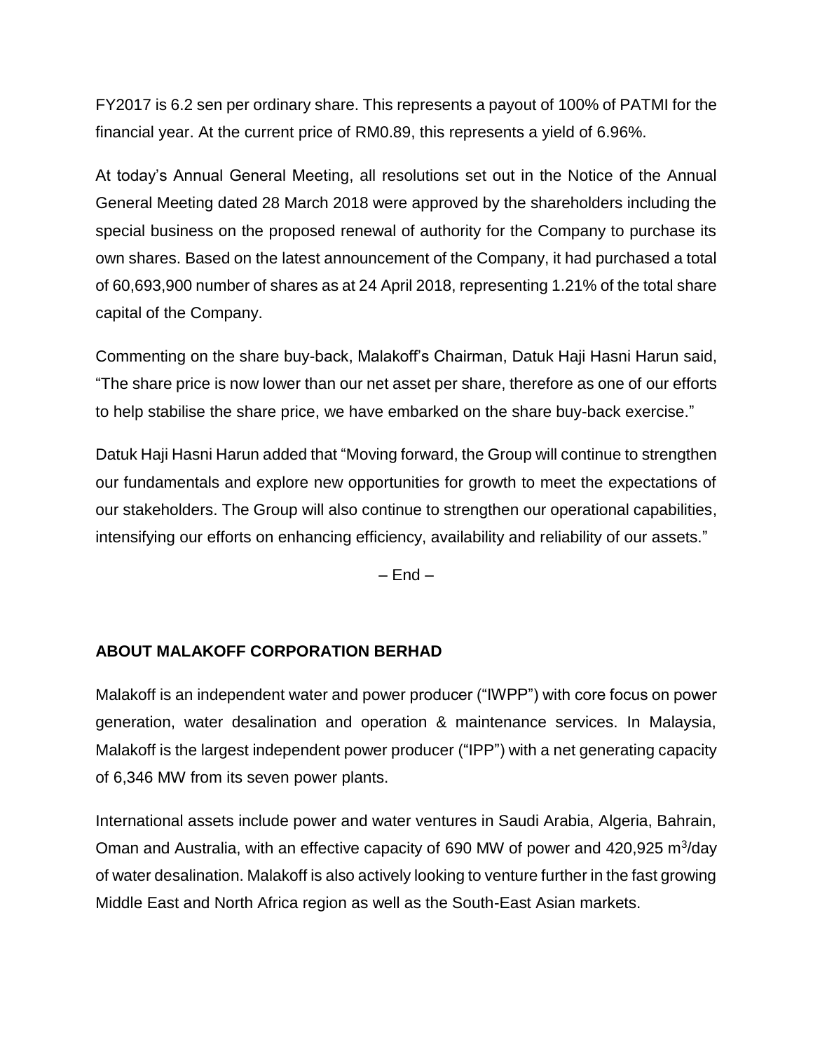FY2017 is 6.2 sen per ordinary share. This represents a payout of 100% of PATMI for the financial year. At the current price of RM0.89, this represents a yield of 6.96%.

At today's Annual General Meeting, all resolutions set out in the Notice of the Annual General Meeting dated 28 March 2018 were approved by the shareholders including the special business on the proposed renewal of authority for the Company to purchase its own shares. Based on the latest announcement of the Company, it had purchased a total of 60,693,900 number of shares as at 24 April 2018, representing 1.21% of the total share capital of the Company.

Commenting on the share buy-back, Malakoff's Chairman, Datuk Haji Hasni Harun said, "The share price is now lower than our net asset per share, therefore as one of our efforts to help stabilise the share price, we have embarked on the share buy-back exercise."

Datuk Haji Hasni Harun added that "Moving forward, the Group will continue to strengthen our fundamentals and explore new opportunities for growth to meet the expectations of our stakeholders. The Group will also continue to strengthen our operational capabilities, intensifying our efforts on enhancing efficiency, availability and reliability of our assets."

– End –

**ABOUT MALAKOFF CORPORATION BERHAD**

Malakoff is an independent water and power producer ("IWPP") with core focus on power generation, water desalination and operation & maintenance services. In Malaysia, Malakoff is the largest independent power producer ("IPP") with a net generating capacity of 6,346 MW from its seven power plants.

International assets include power and water ventures in Saudi Arabia, Algeria, Bahrain, Oman and Australia, with an effective capacity of 690 MW of power and 420,925 $m^3$/day of water desalination. Malakoff is also actively looking to venture further in the fast growing Middle East and North Africa region as well as the South-East Asian markets.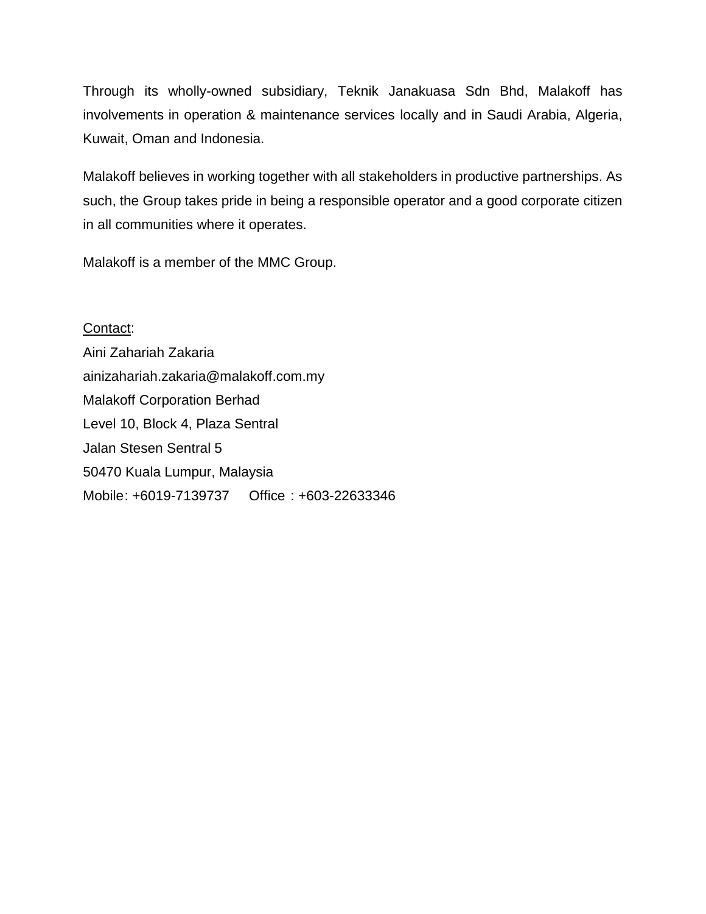Through its wholly-owned subsidiary, Teknik Janakuasa Sdn Bhd, Malakoff has involvements in operation & maintenance services locally and in Saudi Arabia, Algeria, Kuwait, Oman and Indonesia.

Malakoff believes in working together with all stakeholders in productive partnerships. As such, the Group takes pride in being a responsible operator and a good corporate citizen in all communities where it operates.

Malakoff is a member of the MMC Group.

<u>Contact</u>:
Aini Zahariah Zakaria
ainizahariah.zakaria@malakoff.com.my
Malakoff Corporation Berhad
Level 10, Block 4, Plaza Sentral
Jalan Stesen Sentral 5
50470 Kuala Lumpur, Malaysia
Mobile: +6019-7139737     Office : +603-22633346